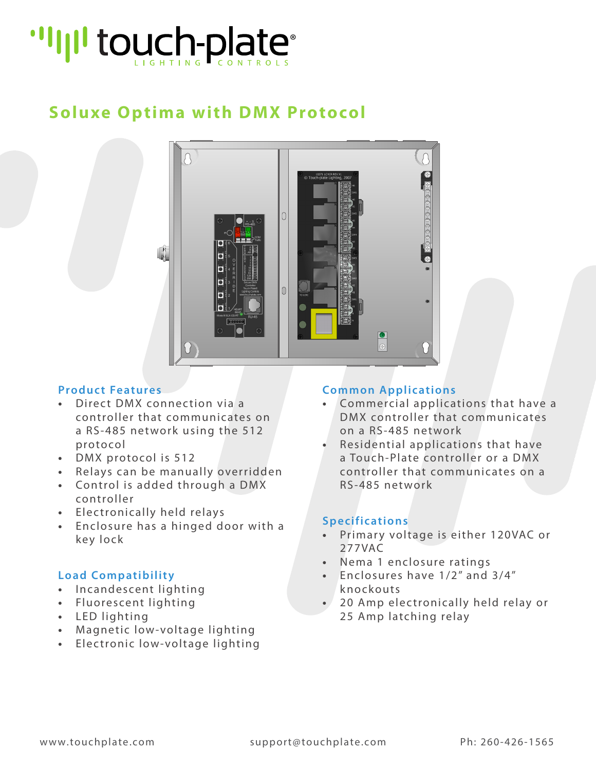# Soluxe Optima with DMX Protocol

## Product Features

- Direct DMX connection via a controller that communicates on a RS-485 network using the 512 protocol
- DMX protocol is 512
- Relays can be manually overridden
- Control is added through a DMX controller
- Electronically held relays
- Enclosure has a hinged door with a key lock

## Load Compatibility

- Incandescent lighting
- Fluorescent lighting
- LED lighting
- Magnetic low-voltage lighting
- Electronic low-voltage lighting

## Common Applications

- Commercial applications that have a DMX controller that communicates on a RS-485 network
- Residential applications that have a Touch-Plate controller or a DMX controller that communicates on a RS-485 network

## Specifications

- Primary voltage is either 120VAC or 277VAC
- Nema 1 enclosure ratings
- Enclosures have 1/2" and 3/4" knockouts
- 20 Amp electronically held relay or 25 Amp latching relay

www.touchplate.com    support@touchplate.com    Ph: 260-426-1565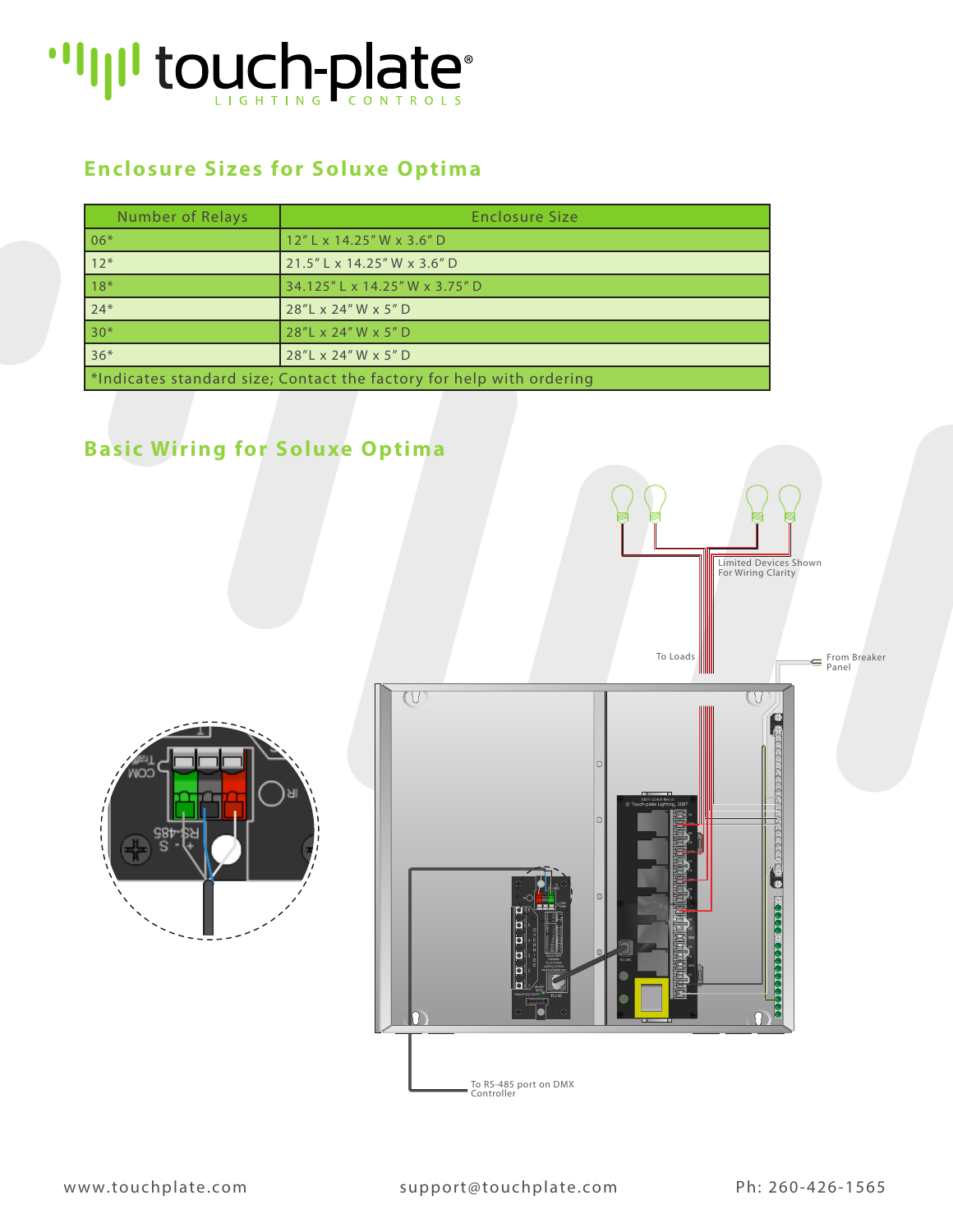## Enclosure Sizes for Soluxe Optima

| Number of Relays | Enclosure Size |
|---|---|
| 06* | 12" L x 14.25" W x 3.6" D |
| 12* | 21.5" L x 14.25" W x 3.6" D |
| 18* | 34.125" L x 14.25" W x 3.75" D |
| 24* | 28"L x 24" W x 5" D |
| 30* | 28"L x 24" W x 5" D |
| 36* | 28"L x 24" W x 5" D |
| *Indicates standard size; Contact the factory for help with ordering | |

## Basic Wiring for Soluxe Optima

Limited Devices Shown For Wiring Clarity

To Loads

From Breaker Panel

To RS-485 port on DMX Controller

COM

Term

RS-485

S - +

IR